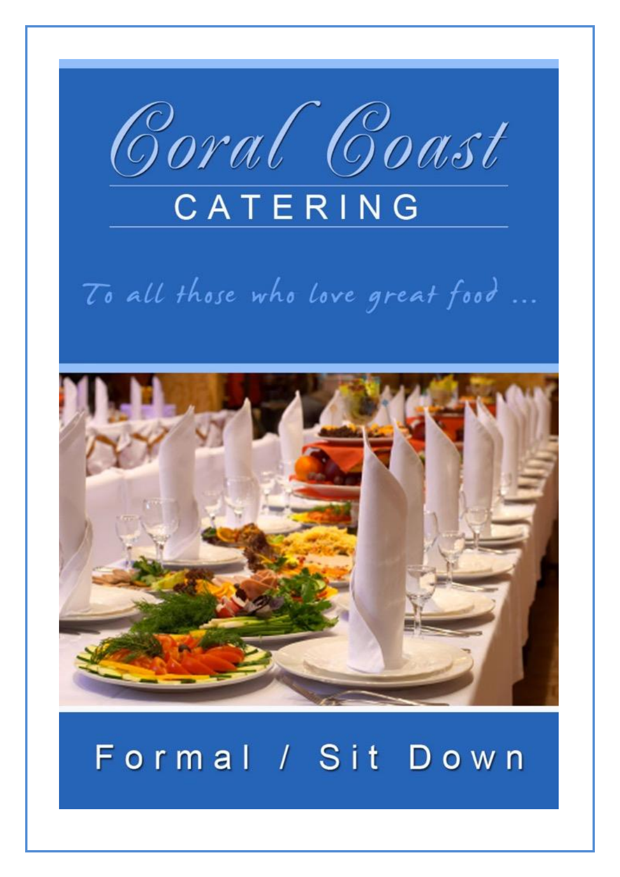# Coral Coast

## CATERING

*To all those who love great food ...*

## Formal / Sit Down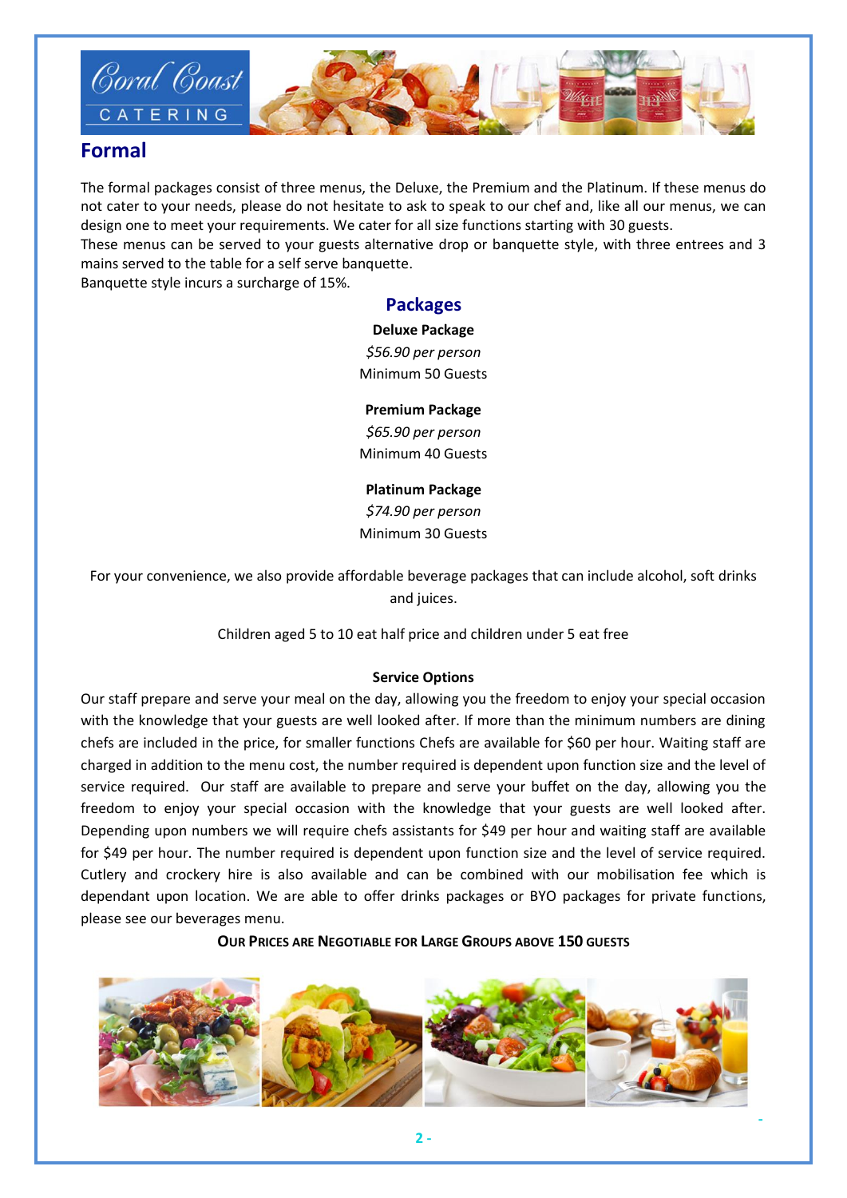# Formal

The formal packages consist of three menus, the Deluxe, the Premium and the Platinum. If these menus do not cater to your needs, please do not hesitate to ask to speak to our chef and, like all our menus, we can design one to meet your requirements. We cater for all size functions starting with 30 guests.
These menus can be served to your guests alternative drop or banquette style, with three entrees and 3 mains served to the table for a self serve banquette.
Banquette style incurs a surcharge of 15%.

## Packages

**Deluxe Package**
*$56.90 per person*
Minimum 50 Guests

**Premium Package**
*$65.90 per person*
Minimum 40 Guests

**Platinum Package**
*$74.90 per person*
Minimum 30 Guests

For your convenience, we also provide affordable beverage packages that can include alcohol, soft drinks and juices.

Children aged 5 to 10 eat half price and children under 5 eat free

**Service Options**

Our staff prepare and serve your meal on the day, allowing you the freedom to enjoy your special occasion with the knowledge that your guests are well looked after. If more than the minimum numbers are dining chefs are included in the price, for smaller functions Chefs are available for $60 per hour. Waiting staff are charged in addition to the menu cost, the number required is dependent upon function size and the level of service required. Our staff are available to prepare and serve your buffet on the day, allowing you the freedom to enjoy your special occasion with the knowledge that your guests are well looked after. Depending upon numbers we will require chefs assistants for $49 per hour and waiting staff are available for $49 per hour. The number required is dependent upon function size and the level of service required. Cutlery and crockery hire is also available and can be combined with our mobilisation fee which is dependant upon location. We are able to offer drinks packages or BYO packages for private functions, please see our beverages menu.

**OUR PRICES ARE NEGOTIABLE FOR LARGE GROUPS ABOVE 150 GUESTS**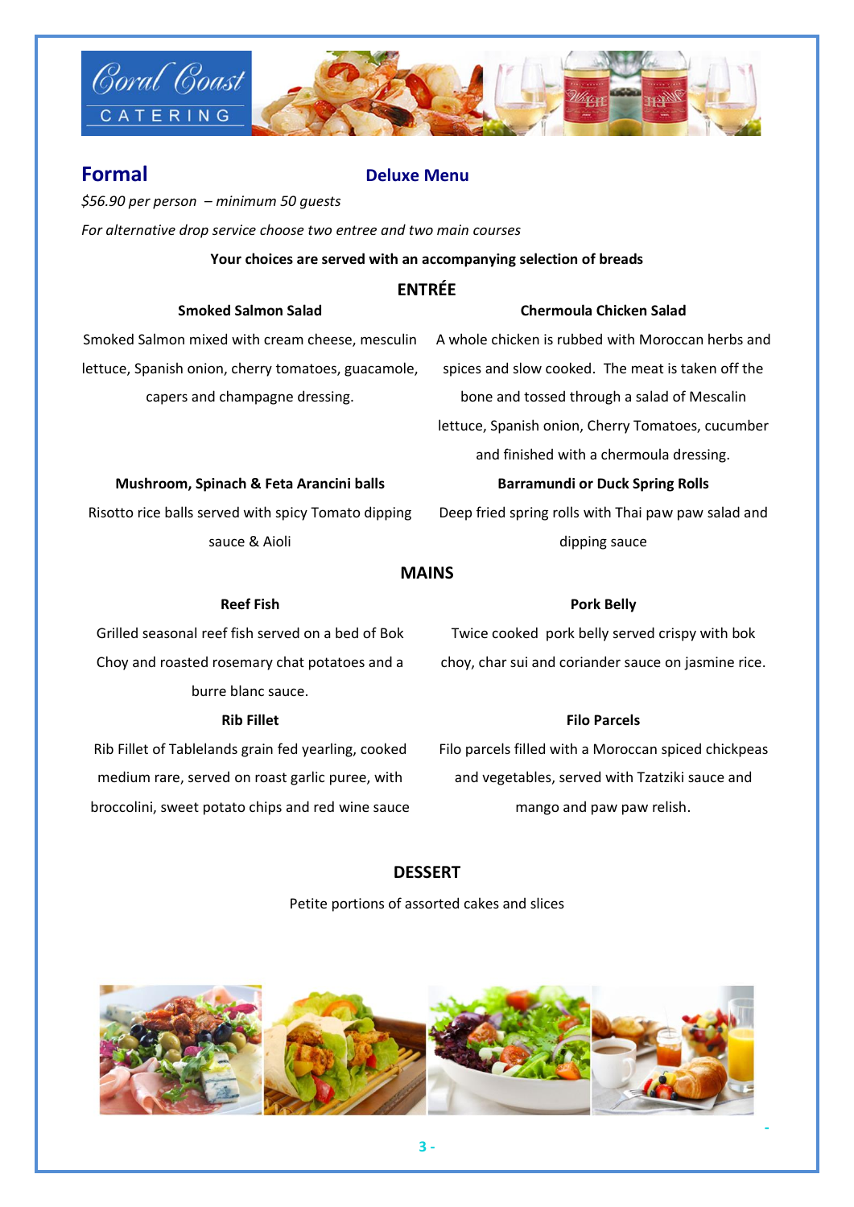## Formal

## Deluxe Menu

*$56.90 per person – minimum 50 guests*

*For alternative drop service choose two entree and two main courses*

**Your choices are served with an accompanying selection of breads**

### ENTRÉE

**Smoked Salmon Salad**

Smoked Salmon mixed with cream cheese, mesculin lettuce, Spanish onion, cherry tomatoes, guacamole, capers and champagne dressing.

**Chermoula Chicken Salad**

A whole chicken is rubbed with Moroccan herbs and spices and slow cooked. The meat is taken off the bone and tossed through a salad of Mescalin lettuce, Spanish onion, Cherry Tomatoes, cucumber and finished with a chermoula dressing.

**Mushroom, Spinach & Feta Arancini balls**

Risotto rice balls served with spicy Tomato dipping sauce & Aioli

**Barramundi or Duck Spring Rolls**

Deep fried spring rolls with Thai paw paw salad and dipping sauce

### MAINS

**Reef Fish**

Grilled seasonal reef fish served on a bed of Bok Choy and roasted rosemary chat potatoes and a burre blanc sauce.

**Pork Belly**

Twice cooked pork belly served crispy with bok choy, char sui and coriander sauce on jasmine rice.

**Rib Fillet**

Rib Fillet of Tablelands grain fed yearling, cooked medium rare, served on roast garlic puree, with broccolini, sweet potato chips and red wine sauce

**Filo Parcels**

Filo parcels filled with a Moroccan spiced chickpeas and vegetables, served with Tzatziki sauce and mango and paw paw relish.

### DESSERT

Petite portions of assorted cakes and slices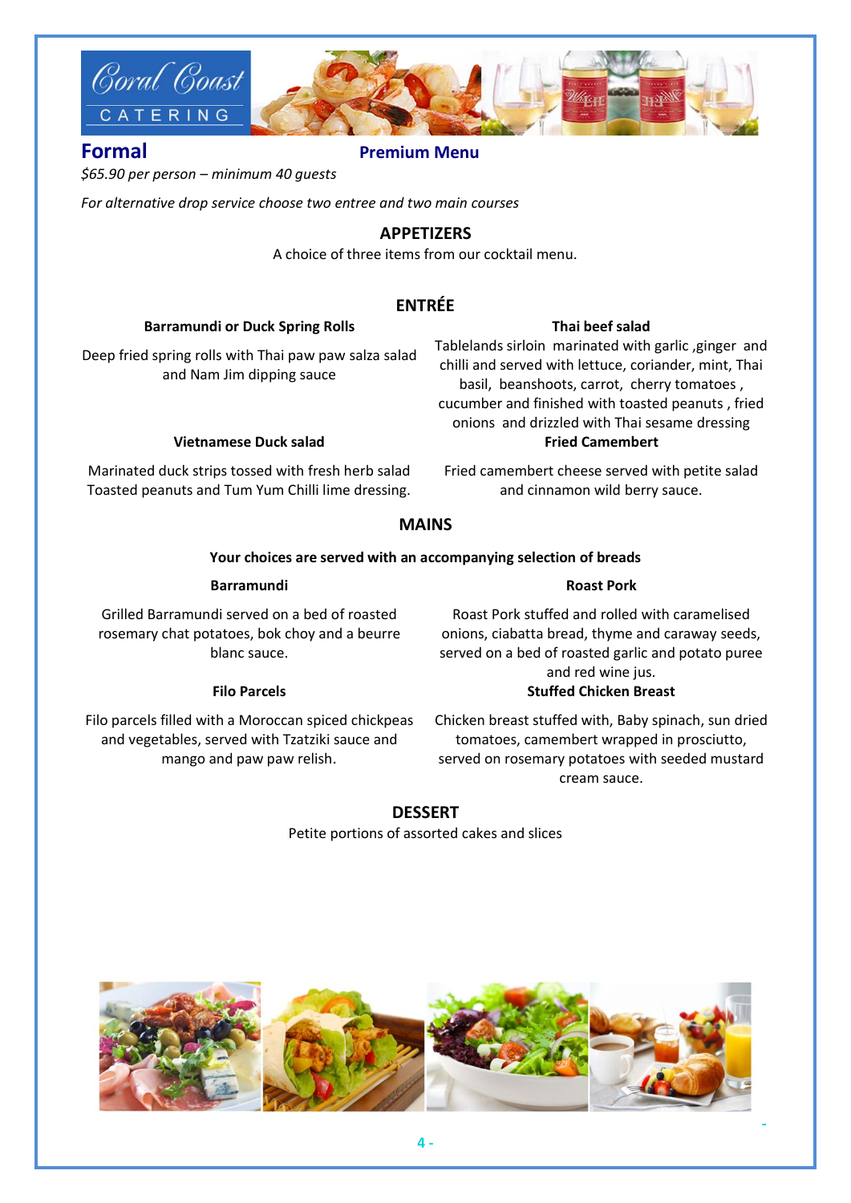## Formal

**Premium Menu**

*$65.90 per person – minimum 40 guests*

*For alternative drop service choose two entree and two main courses*

### APPETIZERS

A choice of three items from our cocktail menu.

### ENTRÉE

**Barramundi or Duck Spring Rolls**

Deep fried spring rolls with Thai paw paw salza salad and Nam Jim dipping sauce

**Thai beef salad**

Tablelands sirloin marinated with garlic ,ginger and chilli and served with lettuce, coriander, mint, Thai basil, beanshoots, carrot, cherry tomatoes , cucumber and finished with toasted peanuts , fried onions and drizzled with Thai sesame dressing

**Vietnamese Duck salad**

Marinated duck strips tossed with fresh herb salad Toasted peanuts and Tum Yum Chilli lime dressing.

**Fried Camembert**

Fried camembert cheese served with petite salad and cinnamon wild berry sauce.

### MAINS

**Your choices are served with an accompanying selection of breads**

**Barramundi**

Grilled Barramundi served on a bed of roasted rosemary chat potatoes, bok choy and a beurre blanc sauce.

**Roast Pork**

Roast Pork stuffed and rolled with caramelised onions, ciabatta bread, thyme and caraway seeds, served on a bed of roasted garlic and potato puree and red wine jus.

**Filo Parcels**

Filo parcels filled with a Moroccan spiced chickpeas and vegetables, served with Tzatziki sauce and mango and paw paw relish.

**Stuffed Chicken Breast**

Chicken breast stuffed with, Baby spinach, sun dried tomatoes, camembert wrapped in prosciutto, served on rosemary potatoes with seeded mustard cream sauce.

### DESSERT

Petite portions of assorted cakes and slices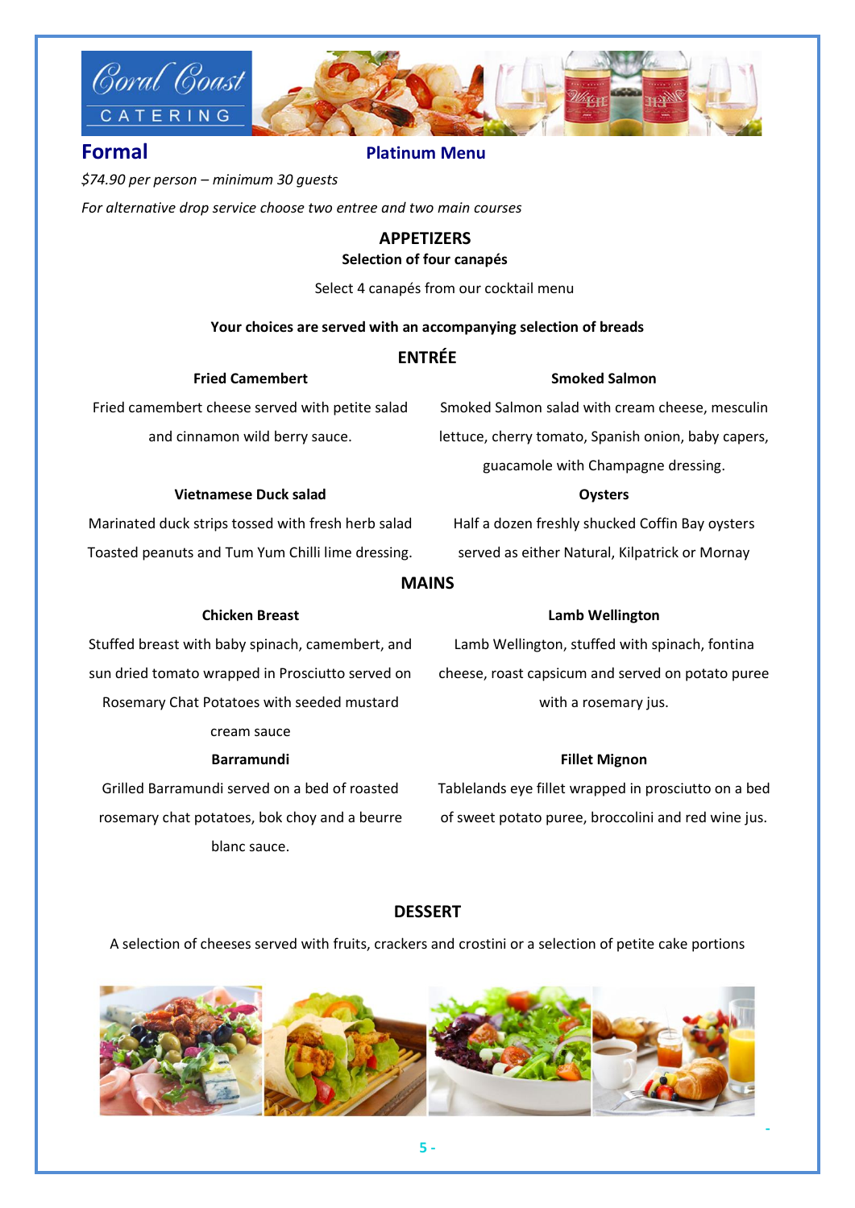Coral Coast
CATERING

# Formal

## Platinum Menu

*$74.90 per person – minimum 30 guests*

*For alternative drop service choose two entree and two main courses*

## APPETIZERS

**Selection of four canapés**

Select 4 canapés from our cocktail menu

**Your choices are served with an accompanying selection of breads**

## ENTRÉE

**Fried Camembert**

Fried camembert cheese served with petite salad and cinnamon wild berry sauce.

**Smoked Salmon**

Smoked Salmon salad with cream cheese, mesculin lettuce, cherry tomato, Spanish onion, baby capers, guacamole with Champagne dressing.

**Vietnamese Duck salad**

Marinated duck strips tossed with fresh herb salad Toasted peanuts and Tum Yum Chilli lime dressing.

**Oysters**

Half a dozen freshly shucked Coffin Bay oysters served as either Natural, Kilpatrick or Mornay

## MAINS

**Chicken Breast**

Stuffed breast with baby spinach, camembert, and sun dried tomato wrapped in Prosciutto served on Rosemary Chat Potatoes with seeded mustard cream sauce

**Lamb Wellington**

Lamb Wellington, stuffed with spinach, fontina cheese, roast capsicum and served on potato puree with a rosemary jus.

**Barramundi**

Grilled Barramundi served on a bed of roasted rosemary chat potatoes, bok choy and a beurre blanc sauce.

**Fillet Mignon**

Tablelands eye fillet wrapped in prosciutto on a bed of sweet potato puree, broccolini and red wine jus.

## DESSERT

A selection of cheeses served with fruits, crackers and crostini or a selection of petite cake portions